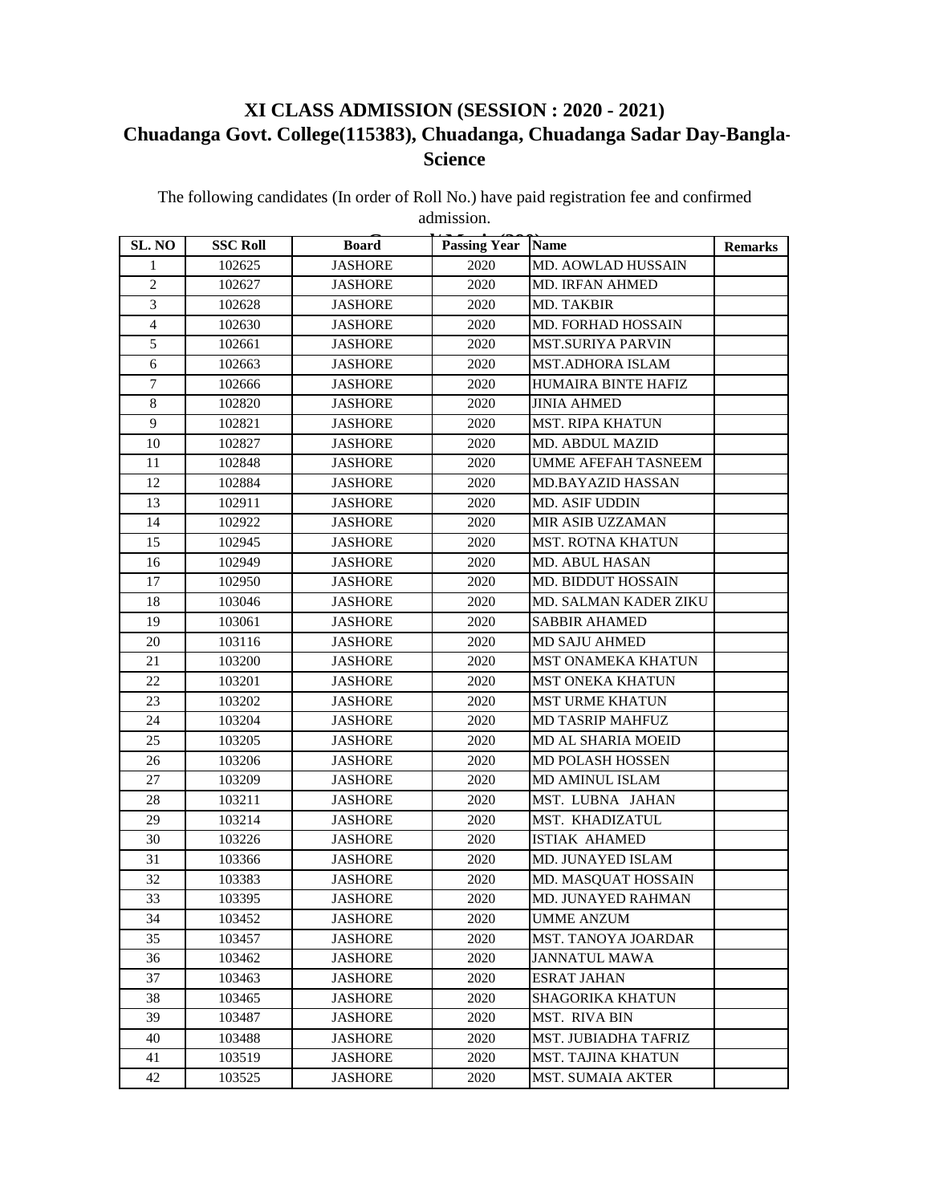## XI CLASS ADMISSION (SESSION : 2020 - 2021)
## Chuadanga Govt. College(115383), Chuadanga, Chuadanga Sadar Day-Bangla-Science

The following candidates (In order of Roll No.) have paid registration fee and confirmed admission.

| SL. NO | SSC Roll | Board | Passing Year | Name | Remarks |
|---|---|---|---|---|---|
| 1 | 102625 | JASHORE | 2020 | MD. AOWLAD HUSSAIN | |
| 2 | 102627 | JASHORE | 2020 | MD. IRFAN AHMED | |
| 3 | 102628 | JASHORE | 2020 | MD. TAKBIR | |
| 4 | 102630 | JASHORE | 2020 | MD. FORHAD HOSSAIN | |
| 5 | 102661 | JASHORE | 2020 | MST.SURIYA PARVIN | |
| 6 | 102663 | JASHORE | 2020 | MST.ADHORA ISLAM | |
| 7 | 102666 | JASHORE | 2020 | HUMAIRA BINTE HAFIZ | |
| 8 | 102820 | JASHORE | 2020 | JINIA AHMED | |
| 9 | 102821 | JASHORE | 2020 | MST. RIPA KHATUN | |
| 10 | 102827 | JASHORE | 2020 | MD. ABDUL MAZID | |
| 11 | 102848 | JASHORE | 2020 | UMME AFEFAH TASNEEM | |
| 12 | 102884 | JASHORE | 2020 | MD.BAYAZID HASSAN | |
| 13 | 102911 | JASHORE | 2020 | MD. ASIF UDDIN | |
| 14 | 102922 | JASHORE | 2020 | MIR ASIB UZZAMAN | |
| 15 | 102945 | JASHORE | 2020 | MST. ROTNA KHATUN | |
| 16 | 102949 | JASHORE | 2020 | MD. ABUL HASAN | |
| 17 | 102950 | JASHORE | 2020 | MD. BIDDUT HOSSAIN | |
| 18 | 103046 | JASHORE | 2020 | MD. SALMAN KADER ZIKU | |
| 19 | 103061 | JASHORE | 2020 | SABBIR AHAMED | |
| 20 | 103116 | JASHORE | 2020 | MD SAJU AHMED | |
| 21 | 103200 | JASHORE | 2020 | MST ONAMEKA KHATUN | |
| 22 | 103201 | JASHORE | 2020 | MST ONEKA KHATUN | |
| 23 | 103202 | JASHORE | 2020 | MST URME KHATUN | |
| 24 | 103204 | JASHORE | 2020 | MD TASRIP MAHFUZ | |
| 25 | 103205 | JASHORE | 2020 | MD AL SHARIA MOEID | |
| 26 | 103206 | JASHORE | 2020 | MD POLASH HOSSEN | |
| 27 | 103209 | JASHORE | 2020 | MD AMINUL ISLAM | |
| 28 | 103211 | JASHORE | 2020 | MST. LUBNA JAHAN | |
| 29 | 103214 | JASHORE | 2020 | MST. KHADIZATUL | |
| 30 | 103226 | JASHORE | 2020 | ISTIAK AHAMED | |
| 31 | 103366 | JASHORE | 2020 | MD. JUNAYED ISLAM | |
| 32 | 103383 | JASHORE | 2020 | MD. MASQUAT HOSSAIN | |
| 33 | 103395 | JASHORE | 2020 | MD. JUNAYED RAHMAN | |
| 34 | 103452 | JASHORE | 2020 | UMME ANZUM | |
| 35 | 103457 | JASHORE | 2020 | MST. TANOYA JOARDAR | |
| 36 | 103462 | JASHORE | 2020 | JANNATUL MAWA | |
| 37 | 103463 | JASHORE | 2020 | ESRAT JAHAN | |
| 38 | 103465 | JASHORE | 2020 | SHAGORIKA KHATUN | |
| 39 | 103487 | JASHORE | 2020 | MST. RIVA BIN | |
| 40 | 103488 | JASHORE | 2020 | MST. JUBIADHA TAFRIZ | |
| 41 | 103519 | JASHORE | 2020 | MST. TAJINA KHATUN | |
| 42 | 103525 | JASHORE | 2020 | MST. SUMAIA AKTER | |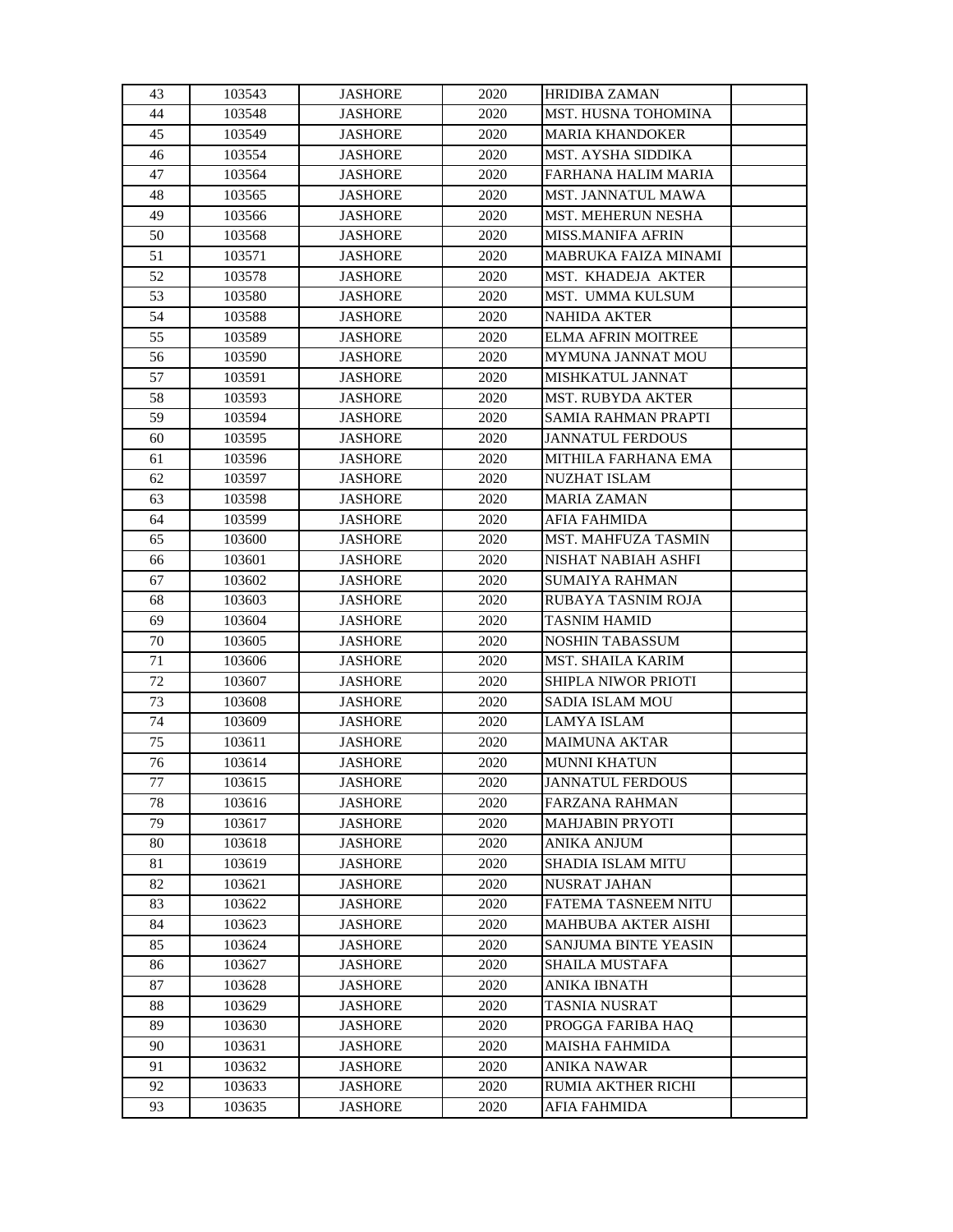| 43 | 103543 | JASHORE | 2020 | HRIDIBA ZAMAN | |
|---|---|---|---|---|---|
| 44 | 103548 | JASHORE | 2020 | MST. HUSNA TOHOMINA | |
| 45 | 103549 | JASHORE | 2020 | MARIA KHANDOKER | |
| 46 | 103554 | JASHORE | 2020 | MST. AYSHA SIDDIKA | |
| 47 | 103564 | JASHORE | 2020 | FARHANA HALIM MARIA | |
| 48 | 103565 | JASHORE | 2020 | MST. JANNATUL MAWA | |
| 49 | 103566 | JASHORE | 2020 | MST. MEHERUN NESHA | |
| 50 | 103568 | JASHORE | 2020 | MISS.MANIFA AFRIN | |
| 51 | 103571 | JASHORE | 2020 | MABRUKA FAIZA MINAMI | |
| 52 | 103578 | JASHORE | 2020 | MST. KHADEJA AKTER | |
| 53 | 103580 | JASHORE | 2020 | MST. UMMA KULSUM | |
| 54 | 103588 | JASHORE | 2020 | NAHIDA AKTER | |
| 55 | 103589 | JASHORE | 2020 | ELMA AFRIN MOITREE | |
| 56 | 103590 | JASHORE | 2020 | MYMUNA JANNAT MOU | |
| 57 | 103591 | JASHORE | 2020 | MISHKATUL JANNAT | |
| 58 | 103593 | JASHORE | 2020 | MST. RUBYDA AKTER | |
| 59 | 103594 | JASHORE | 2020 | SAMIA RAHMAN PRAPTI | |
| 60 | 103595 | JASHORE | 2020 | JANNATUL FERDOUS | |
| 61 | 103596 | JASHORE | 2020 | MITHILA FARHANA EMA | |
| 62 | 103597 | JASHORE | 2020 | NUZHAT ISLAM | |
| 63 | 103598 | JASHORE | 2020 | MARIA ZAMAN | |
| 64 | 103599 | JASHORE | 2020 | AFIA FAHMIDA | |
| 65 | 103600 | JASHORE | 2020 | MST. MAHFUZA TASMIN | |
| 66 | 103601 | JASHORE | 2020 | NISHAT NABIAH ASHFI | |
| 67 | 103602 | JASHORE | 2020 | SUMAIYA RAHMAN | |
| 68 | 103603 | JASHORE | 2020 | RUBAYA TASNIM ROJA | |
| 69 | 103604 | JASHORE | 2020 | TASNIM HAMID | |
| 70 | 103605 | JASHORE | 2020 | NOSHIN TABASSUM | |
| 71 | 103606 | JASHORE | 2020 | MST. SHAILA KARIM | |
| 72 | 103607 | JASHORE | 2020 | SHIPLA NIWOR PRIOTI | |
| 73 | 103608 | JASHORE | 2020 | SADIA ISLAM MOU | |
| 74 | 103609 | JASHORE | 2020 | LAMYA ISLAM | |
| 75 | 103611 | JASHORE | 2020 | MAIMUNA AKTAR | |
| 76 | 103614 | JASHORE | 2020 | MUNNI KHATUN | |
| 77 | 103615 | JASHORE | 2020 | JANNATUL FERDOUS | |
| 78 | 103616 | JASHORE | 2020 | FARZANA RAHMAN | |
| 79 | 103617 | JASHORE | 2020 | MAHJABIN PRYOTI | |
| 80 | 103618 | JASHORE | 2020 | ANIKA ANJUM | |
| 81 | 103619 | JASHORE | 2020 | SHADIA ISLAM MITU | |
| 82 | 103621 | JASHORE | 2020 | NUSRAT JAHAN | |
| 83 | 103622 | JASHORE | 2020 | FATEMA TASNEEM NITU | |
| 84 | 103623 | JASHORE | 2020 | MAHBUBA AKTER AISHI | |
| 85 | 103624 | JASHORE | 2020 | SANJUMA BINTE YEASIN | |
| 86 | 103627 | JASHORE | 2020 | SHAILA MUSTAFA | |
| 87 | 103628 | JASHORE | 2020 | ANIKA IBNATH | |
| 88 | 103629 | JASHORE | 2020 | TASNIA NUSRAT | |
| 89 | 103630 | JASHORE | 2020 | PROGGA FARIBA HAQ | |
| 90 | 103631 | JASHORE | 2020 | MAISHA FAHMIDA | |
| 91 | 103632 | JASHORE | 2020 | ANIKA NAWAR | |
| 92 | 103633 | JASHORE | 2020 | RUMIA AKTHER RICHI | |
| 93 | 103635 | JASHORE | 2020 | AFIA FAHMIDA | |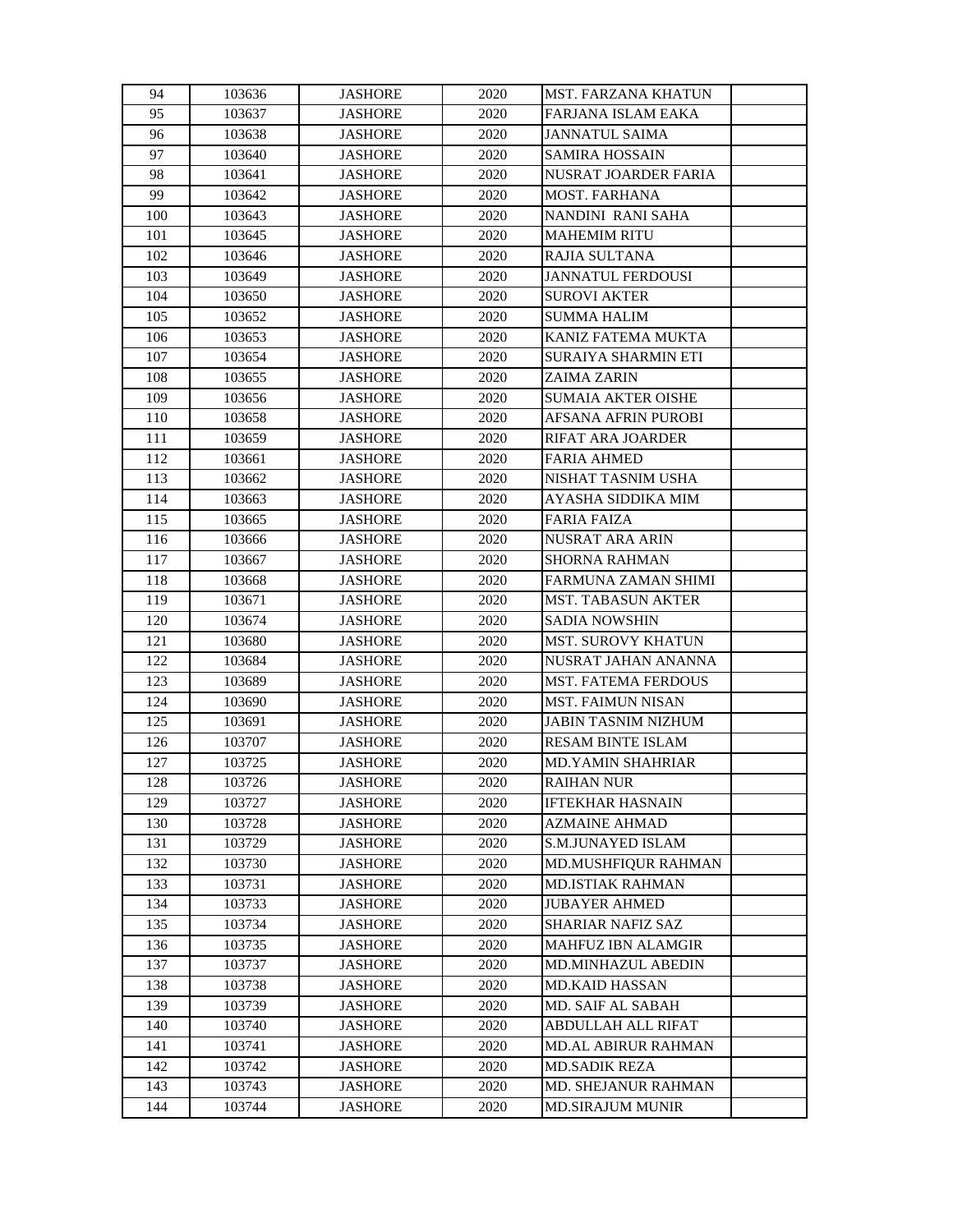| 94 | 103636 | JASHORE | 2020 | MST. FARZANA KHATUN | |
|---|---|---|---|---|---|
| 95 | 103637 | JASHORE | 2020 | FARJANA ISLAM EAKA | |
| 96 | 103638 | JASHORE | 2020 | JANNATUL SAIMA | |
| 97 | 103640 | JASHORE | 2020 | SAMIRA HOSSAIN | |
| 98 | 103641 | JASHORE | 2020 | NUSRAT JOARDER FARIA | |
| 99 | 103642 | JASHORE | 2020 | MOST. FARHANA | |
| 100 | 103643 | JASHORE | 2020 | NANDINI RANI SAHA | |
| 101 | 103645 | JASHORE | 2020 | MAHEMIM RITU | |
| 102 | 103646 | JASHORE | 2020 | RAJIA SULTANA | |
| 103 | 103649 | JASHORE | 2020 | JANNATUL FERDOUSI | |
| 104 | 103650 | JASHORE | 2020 | SUROVI AKTER | |
| 105 | 103652 | JASHORE | 2020 | SUMMA HALIM | |
| 106 | 103653 | JASHORE | 2020 | KANIZ FATEMA MUKTA | |
| 107 | 103654 | JASHORE | 2020 | SURAIYA SHARMIN ETI | |
| 108 | 103655 | JASHORE | 2020 | ZAIMA ZARIN | |
| 109 | 103656 | JASHORE | 2020 | SUMAIA AKTER OISHE | |
| 110 | 103658 | JASHORE | 2020 | AFSANA AFRIN PUROBI | |
| 111 | 103659 | JASHORE | 2020 | RIFAT ARA JOARDER | |
| 112 | 103661 | JASHORE | 2020 | FARIA AHMED | |
| 113 | 103662 | JASHORE | 2020 | NISHAT TASNIM USHA | |
| 114 | 103663 | JASHORE | 2020 | AYASHA SIDDIKA MIM | |
| 115 | 103665 | JASHORE | 2020 | FARIA FAIZA | |
| 116 | 103666 | JASHORE | 2020 | NUSRAT ARA ARIN | |
| 117 | 103667 | JASHORE | 2020 | SHORNA RAHMAN | |
| 118 | 103668 | JASHORE | 2020 | FARMUNA ZAMAN SHIMI | |
| 119 | 103671 | JASHORE | 2020 | MST. TABASUN AKTER | |
| 120 | 103674 | JASHORE | 2020 | SADIA NOWSHIN | |
| 121 | 103680 | JASHORE | 2020 | MST. SUROVY KHATUN | |
| 122 | 103684 | JASHORE | 2020 | NUSRAT JAHAN ANANNA | |
| 123 | 103689 | JASHORE | 2020 | MST. FATEMA FERDOUS | |
| 124 | 103690 | JASHORE | 2020 | MST. FAIMUN NISAN | |
| 125 | 103691 | JASHORE | 2020 | JABIN TASNIM NIZHUM | |
| 126 | 103707 | JASHORE | 2020 | RESAM BINTE ISLAM | |
| 127 | 103725 | JASHORE | 2020 | MD.YAMIN SHAHRIAR | |
| 128 | 103726 | JASHORE | 2020 | RAIHAN NUR | |
| 129 | 103727 | JASHORE | 2020 | IFTEKHAR HASNAIN | |
| 130 | 103728 | JASHORE | 2020 | AZMAINE AHMAD | |
| 131 | 103729 | JASHORE | 2020 | S.M.JUNAYED ISLAM | |
| 132 | 103730 | JASHORE | 2020 | MD.MUSHFIQUR RAHMAN | |
| 133 | 103731 | JASHORE | 2020 | MD.ISTIAK RAHMAN | |
| 134 | 103733 | JASHORE | 2020 | JUBAYER AHMED | |
| 135 | 103734 | JASHORE | 2020 | SHARIAR NAFIZ SAZ | |
| 136 | 103735 | JASHORE | 2020 | MAHFUZ IBN ALAMGIR | |
| 137 | 103737 | JASHORE | 2020 | MD.MINHAZUL ABEDIN | |
| 138 | 103738 | JASHORE | 2020 | MD.KAID HASSAN | |
| 139 | 103739 | JASHORE | 2020 | MD. SAIF AL SABAH | |
| 140 | 103740 | JASHORE | 2020 | ABDULLAH ALL RIFAT | |
| 141 | 103741 | JASHORE | 2020 | MD.AL ABIRUR RAHMAN | |
| 142 | 103742 | JASHORE | 2020 | MD.SADIK REZA | |
| 143 | 103743 | JASHORE | 2020 | MD. SHEJANUR RAHMAN | |
| 144 | 103744 | JASHORE | 2020 | MD.SIRAJUM MUNIR | |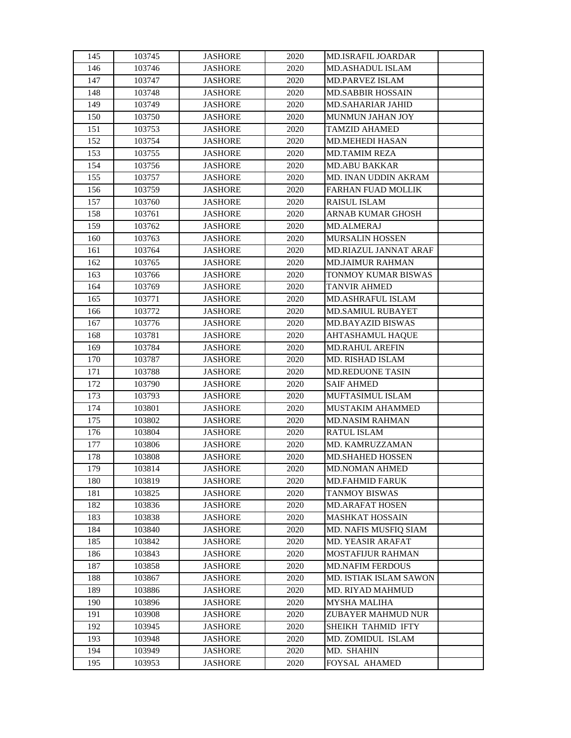| 145 | 103745 | JASHORE | 2020 | MD.ISRAFIL JOARDAR | |
|---|---|---|---|---|---|
| 146 | 103746 | JASHORE | 2020 | MD.ASHADUL ISLAM | |
| 147 | 103747 | JASHORE | 2020 | MD.PARVEZ ISLAM | |
| 148 | 103748 | JASHORE | 2020 | MD.SABBIR HOSSAIN | |
| 149 | 103749 | JASHORE | 2020 | MD.SAHARIAR JAHID | |
| 150 | 103750 | JASHORE | 2020 | MUNMUN JAHAN JOY | |
| 151 | 103753 | JASHORE | 2020 | TAMZID AHAMED | |
| 152 | 103754 | JASHORE | 2020 | MD.MEHEDI HASAN | |
| 153 | 103755 | JASHORE | 2020 | MD.TAMIM REZA | |
| 154 | 103756 | JASHORE | 2020 | MD.ABU BAKKAR | |
| 155 | 103757 | JASHORE | 2020 | MD. INAN UDDIN AKRAM | |
| 156 | 103759 | JASHORE | 2020 | FARHAN FUAD MOLLIK | |
| 157 | 103760 | JASHORE | 2020 | RAISUL ISLAM | |
| 158 | 103761 | JASHORE | 2020 | ARNAB KUMAR GHOSH | |
| 159 | 103762 | JASHORE | 2020 | MD.ALMERAJ | |
| 160 | 103763 | JASHORE | 2020 | MURSALIN HOSSEN | |
| 161 | 103764 | JASHORE | 2020 | MD.RIAZUL JANNAT ARAF | |
| 162 | 103765 | JASHORE | 2020 | MD.JAIMUR RAHMAN | |
| 163 | 103766 | JASHORE | 2020 | TONMOY KUMAR BISWAS | |
| 164 | 103769 | JASHORE | 2020 | TANVIR AHMED | |
| 165 | 103771 | JASHORE | 2020 | MD.ASHRAFUL ISLAM | |
| 166 | 103772 | JASHORE | 2020 | MD.SAMIUL RUBAYET | |
| 167 | 103776 | JASHORE | 2020 | MD.BAYAZID BISWAS | |
| 168 | 103781 | JASHORE | 2020 | AHTASHAMUL HAQUE | |
| 169 | 103784 | JASHORE | 2020 | MD.RAHUL AREFIN | |
| 170 | 103787 | JASHORE | 2020 | MD. RISHAD ISLAM | |
| 171 | 103788 | JASHORE | 2020 | MD.REDUONE TASIN | |
| 172 | 103790 | JASHORE | 2020 | SAIF AHMED | |
| 173 | 103793 | JASHORE | 2020 | MUFTASIMUL ISLAM | |
| 174 | 103801 | JASHORE | 2020 | MUSTAKIM AHAMMED | |
| 175 | 103802 | JASHORE | 2020 | MD.NASIM RAHMAN | |
| 176 | 103804 | JASHORE | 2020 | RATUL ISLAM | |
| 177 | 103806 | JASHORE | 2020 | MD. KAMRUZZAMAN | |
| 178 | 103808 | JASHORE | 2020 | MD.SHAHED HOSSEN | |
| 179 | 103814 | JASHORE | 2020 | MD.NOMAN AHMED | |
| 180 | 103819 | JASHORE | 2020 | MD.FAHMID FARUK | |
| 181 | 103825 | JASHORE | 2020 | TANMOY BISWAS | |
| 182 | 103836 | JASHORE | 2020 | MD.ARAFAT HOSEN | |
| 183 | 103838 | JASHORE | 2020 | MASHKAT HOSSAIN | |
| 184 | 103840 | JASHORE | 2020 | MD. NAFIS MUSFIQ SIAM | |
| 185 | 103842 | JASHORE | 2020 | MD. YEASIR ARAFAT | |
| 186 | 103843 | JASHORE | 2020 | MOSTAFIJUR RAHMAN | |
| 187 | 103858 | JASHORE | 2020 | MD.NAFIM FERDOUS | |
| 188 | 103867 | JASHORE | 2020 | MD. ISTIAK ISLAM SAWON | |
| 189 | 103886 | JASHORE | 2020 | MD. RIYAD MAHMUD | |
| 190 | 103896 | JASHORE | 2020 | MYSHA MALIHA | |
| 191 | 103908 | JASHORE | 2020 | ZUBAYER MAHMUD NUR | |
| 192 | 103945 | JASHORE | 2020 | SHEIKH TAHMID IFTY | |
| 193 | 103948 | JASHORE | 2020 | MD. ZOMIDUL ISLAM | |
| 194 | 103949 | JASHORE | 2020 | MD. SHAHIN | |
| 195 | 103953 | JASHORE | 2020 | FOYSAL AHAMED | |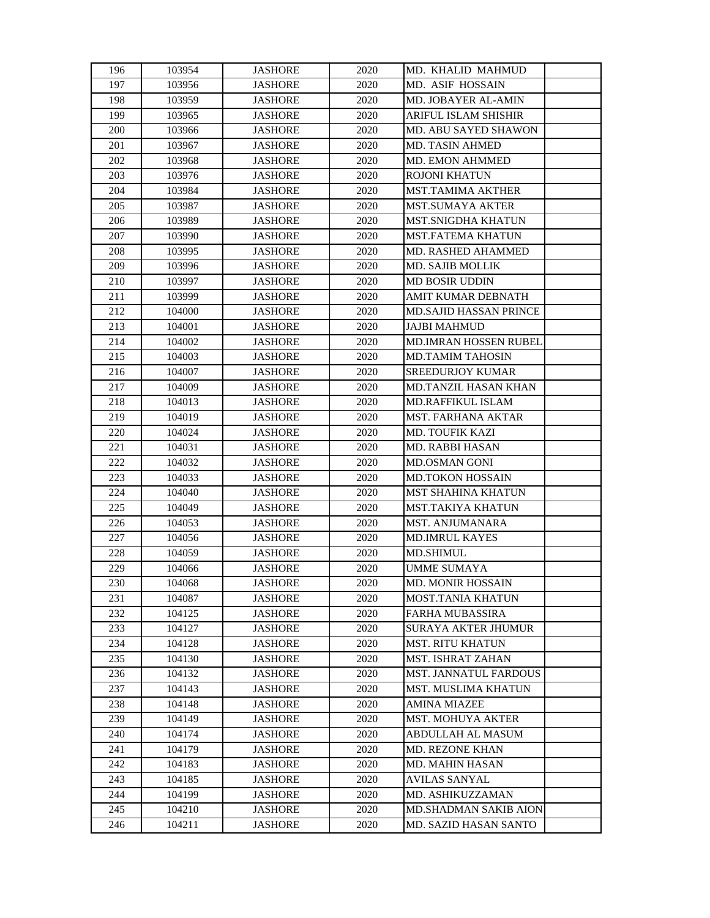| 196 | 103954 | JASHORE | 2020 | MD. KHALID MAHMUD | |
|---|---|---|---|---|---|
| 197 | 103956 | JASHORE | 2020 | MD. ASIF HOSSAIN | |
| 198 | 103959 | JASHORE | 2020 | MD. JOBAYER AL-AMIN | |
| 199 | 103965 | JASHORE | 2020 | ARIFUL ISLAM SHISHIR | |
| 200 | 103966 | JASHORE | 2020 | MD. ABU SAYED SHAWON | |
| 201 | 103967 | JASHORE | 2020 | MD. TASIN AHMED | |
| 202 | 103968 | JASHORE | 2020 | MD. EMON AHMMED | |
| 203 | 103976 | JASHORE | 2020 | ROJONI KHATUN | |
| 204 | 103984 | JASHORE | 2020 | MST.TAMIMA AKTHER | |
| 205 | 103987 | JASHORE | 2020 | MST.SUMAYA AKTER | |
| 206 | 103989 | JASHORE | 2020 | MST.SNIGDHA KHATUN | |
| 207 | 103990 | JASHORE | 2020 | MST.FATEMA KHATUN | |
| 208 | 103995 | JASHORE | 2020 | MD. RASHED AHAMMED | |
| 209 | 103996 | JASHORE | 2020 | MD. SAJIB MOLLIK | |
| 210 | 103997 | JASHORE | 2020 | MD BOSIR UDDIN | |
| 211 | 103999 | JASHORE | 2020 | AMIT KUMAR DEBNATH | |
| 212 | 104000 | JASHORE | 2020 | MD.SAJID HASSAN PRINCE | |
| 213 | 104001 | JASHORE | 2020 | JAJBI MAHMUD | |
| 214 | 104002 | JASHORE | 2020 | MD.IMRAN HOSSEN RUBEL | |
| 215 | 104003 | JASHORE | 2020 | MD.TAMIM TAHOSIN | |
| 216 | 104007 | JASHORE | 2020 | SREEDURJOY KUMAR | |
| 217 | 104009 | JASHORE | 2020 | MD.TANZIL HASAN KHAN | |
| 218 | 104013 | JASHORE | 2020 | MD.RAFFIKUL ISLAM | |
| 219 | 104019 | JASHORE | 2020 | MST. FARHANA AKTAR | |
| 220 | 104024 | JASHORE | 2020 | MD. TOUFIK KAZI | |
| 221 | 104031 | JASHORE | 2020 | MD. RABBI HASAN | |
| 222 | 104032 | JASHORE | 2020 | MD.OSMAN GONI | |
| 223 | 104033 | JASHORE | 2020 | MD.TOKON HOSSAIN | |
| 224 | 104040 | JASHORE | 2020 | MST SHAHINA KHATUN | |
| 225 | 104049 | JASHORE | 2020 | MST.TAKIYA KHATUN | |
| 226 | 104053 | JASHORE | 2020 | MST. ANJUMANARA | |
| 227 | 104056 | JASHORE | 2020 | MD.IMRUL KAYES | |
| 228 | 104059 | JASHORE | 2020 | MD.SHIMUL | |
| 229 | 104066 | JASHORE | 2020 | UMME SUMAYA | |
| 230 | 104068 | JASHORE | 2020 | MD. MONIR HOSSAIN | |
| 231 | 104087 | JASHORE | 2020 | MOST.TANIA KHATUN | |
| 232 | 104125 | JASHORE | 2020 | FARHA MUBASSIRA | |
| 233 | 104127 | JASHORE | 2020 | SURAYA AKTER JHUMUR | |
| 234 | 104128 | JASHORE | 2020 | MST. RITU KHATUN | |
| 235 | 104130 | JASHORE | 2020 | MST. ISHRAT ZAHAN | |
| 236 | 104132 | JASHORE | 2020 | MST. JANNATUL FARDOUS | |
| 237 | 104143 | JASHORE | 2020 | MST. MUSLIMA KHATUN | |
| 238 | 104148 | JASHORE | 2020 | AMINA MIAZEE | |
| 239 | 104149 | JASHORE | 2020 | MST. MOHUYA AKTER | |
| 240 | 104174 | JASHORE | 2020 | ABDULLAH AL MASUM | |
| 241 | 104179 | JASHORE | 2020 | MD. REZONE KHAN | |
| 242 | 104183 | JASHORE | 2020 | MD. MAHIN HASAN | |
| 243 | 104185 | JASHORE | 2020 | AVILAS SANYAL | |
| 244 | 104199 | JASHORE | 2020 | MD. ASHIKUZZAMAN | |
| 245 | 104210 | JASHORE | 2020 | MD.SHADMAN SAKIB AION | |
| 246 | 104211 | JASHORE | 2020 | MD. SAZID HASAN SANTO | |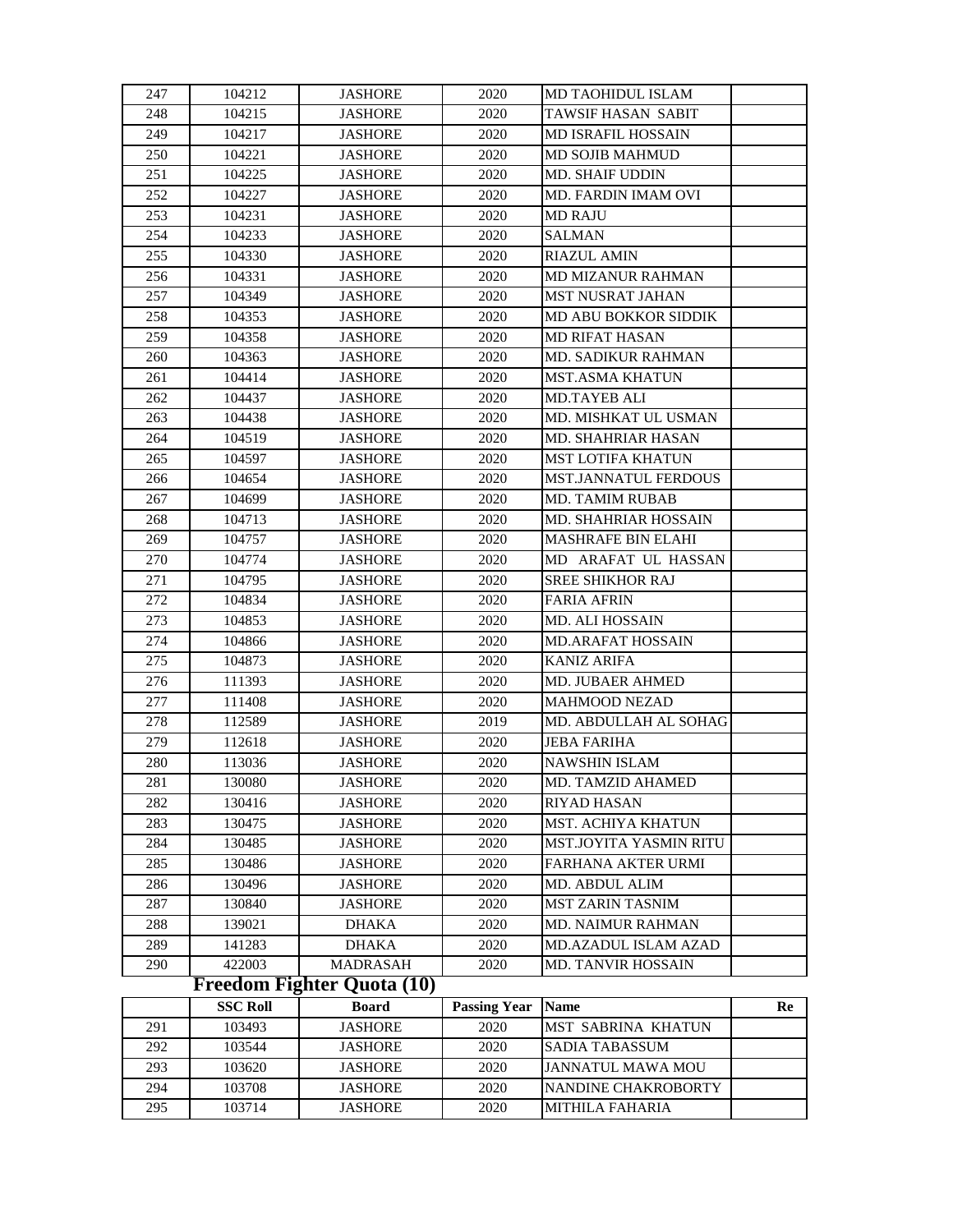| 247 | 104212 | JASHORE | 2020 | MD TAOHIDUL ISLAM | |
|---|---|---|---|---|---|
| 248 | 104215 | JASHORE | 2020 | TAWSIF HASAN SABIT | |
| 249 | 104217 | JASHORE | 2020 | MD ISRAFIL HOSSAIN | |
| 250 | 104221 | JASHORE | 2020 | MD SOJIB MAHMUD | |
| 251 | 104225 | JASHORE | 2020 | MD. SHAIF UDDIN | |
| 252 | 104227 | JASHORE | 2020 | MD. FARDIN IMAM OVI | |
| 253 | 104231 | JASHORE | 2020 | MD RAJU | |
| 254 | 104233 | JASHORE | 2020 | SALMAN | |
| 255 | 104330 | JASHORE | 2020 | RIAZUL AMIN | |
| 256 | 104331 | JASHORE | 2020 | MD MIZANUR RAHMAN | |
| 257 | 104349 | JASHORE | 2020 | MST NUSRAT JAHAN | |
| 258 | 104353 | JASHORE | 2020 | MD ABU BOKKOR SIDDIK | |
| 259 | 104358 | JASHORE | 2020 | MD RIFAT HASAN | |
| 260 | 104363 | JASHORE | 2020 | MD. SADIKUR RAHMAN | |
| 261 | 104414 | JASHORE | 2020 | MST.ASMA KHATUN | |
| 262 | 104437 | JASHORE | 2020 | MD.TAYEB ALI | |
| 263 | 104438 | JASHORE | 2020 | MD. MISHKAT UL USMAN | |
| 264 | 104519 | JASHORE | 2020 | MD. SHAHRIAR HASAN | |
| 265 | 104597 | JASHORE | 2020 | MST LOTIFA KHATUN | |
| 266 | 104654 | JASHORE | 2020 | MST.JANNATUL FERDOUS | |
| 267 | 104699 | JASHORE | 2020 | MD. TAMIM RUBAB | |
| 268 | 104713 | JASHORE | 2020 | MD. SHAHRIAR HOSSAIN | |
| 269 | 104757 | JASHORE | 2020 | MASHRAFE BIN ELAHI | |
| 270 | 104774 | JASHORE | 2020 | MD ARAFAT UL HASSAN | |
| 271 | 104795 | JASHORE | 2020 | SREE SHIKHOR RAJ | |
| 272 | 104834 | JASHORE | 2020 | FARIA AFRIN | |
| 273 | 104853 | JASHORE | 2020 | MD. ALI HOSSAIN | |
| 274 | 104866 | JASHORE | 2020 | MD.ARAFAT HOSSAIN | |
| 275 | 104873 | JASHORE | 2020 | KANIZ ARIFA | |
| 276 | 111393 | JASHORE | 2020 | MD. JUBAER AHMED | |
| 277 | 111408 | JASHORE | 2020 | MAHMOOD NEZAD | |
| 278 | 112589 | JASHORE | 2019 | MD. ABDULLAH AL SOHAG | |
| 279 | 112618 | JASHORE | 2020 | JEBA FARIHA | |
| 280 | 113036 | JASHORE | 2020 | NAWSHIN ISLAM | |
| 281 | 130080 | JASHORE | 2020 | MD. TAMZID AHAMED | |
| 282 | 130416 | JASHORE | 2020 | RIYAD HASAN | |
| 283 | 130475 | JASHORE | 2020 | MST. ACHIYA KHATUN | |
| 284 | 130485 | JASHORE | 2020 | MST.JOYITA YASMIN RITU | |
| 285 | 130486 | JASHORE | 2020 | FARHANA AKTER URMI | |
| 286 | 130496 | JASHORE | 2020 | MD. ABDUL ALIM | |
| 287 | 130840 | JASHORE | 2020 | MST ZARIN TASNIM | |
| 288 | 139021 | DHAKA | 2020 | MD. NAIMUR RAHMAN | |
| 289 | 141283 | DHAKA | 2020 | MD.AZADUL ISLAM AZAD | |
| 290 | 422003 | MADRASAH | 2020 | MD. TANVIR HOSSAIN | |

## Freedom Fighter Quota (10)

| | SSC Roll | Board | Passing Year | Name | Re |
|---|---|---|---|---|---|
| 291 | 103493 | JASHORE | 2020 | MST SABRINA KHATUN | |
| 292 | 103544 | JASHORE | 2020 | SADIA TABASSUM | |
| 293 | 103620 | JASHORE | 2020 | JANNATUL MAWA MOU | |
| 294 | 103708 | JASHORE | 2020 | NANDINE CHAKROBORTY | |
| 295 | 103714 | JASHORE | 2020 | MITHILA FAHARIA | |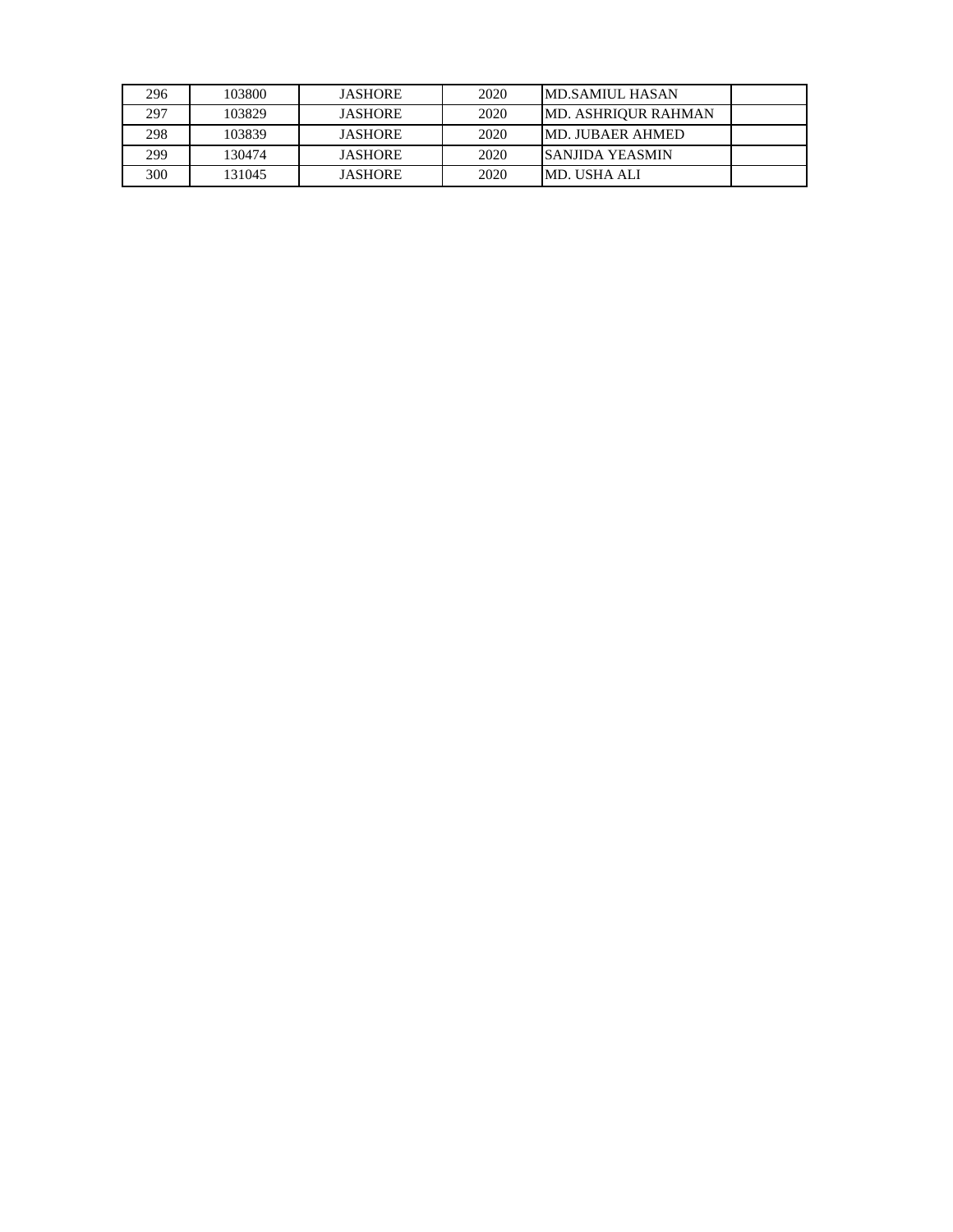| | | | | | |
|---|---|---|---|---|---|
| 296 | 103800 | JASHORE | 2020 | MD.SAMIUL HASAN | |
| 297 | 103829 | JASHORE | 2020 | MD. ASHRIQUR RAHMAN | |
| 298 | 103839 | JASHORE | 2020 | MD. JUBAER AHMED | |
| 299 | 130474 | JASHORE | 2020 | SANJIDA YEASMIN | |
| 300 | 131045 | JASHORE | 2020 | MD. USHA ALI | |